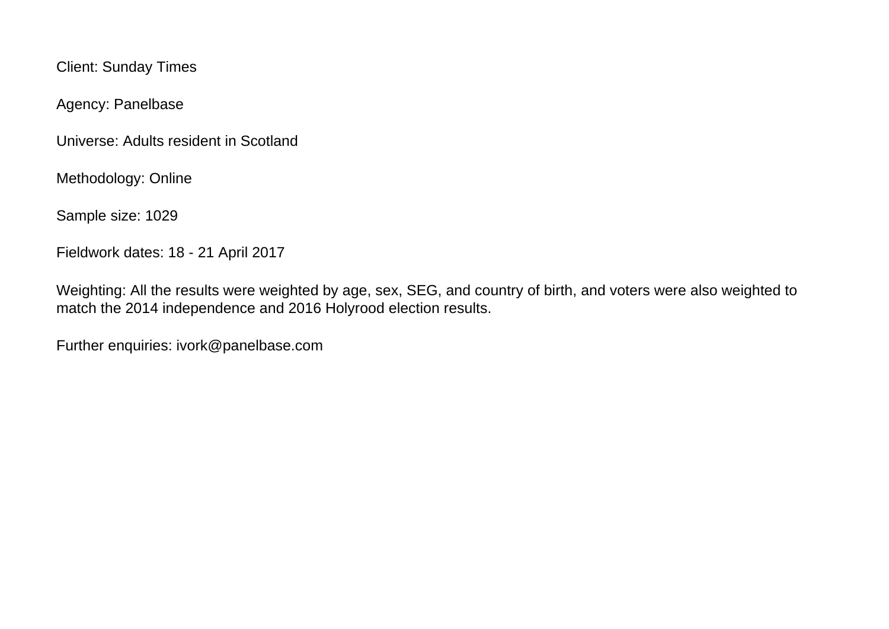Client: Sunday Times

Agency: Panelbase

Universe: Adults resident in Scotland

Methodology: Online

Sample size: 1029

Fieldwork dates: 18 - 21 April 2017

Weighting: All the results were weighted by age, sex, SEG, and country of birth, and voters were also weighted to match the 2014 independence and 2016 Holyrood election results.

Further enquiries: ivork@panelbase.com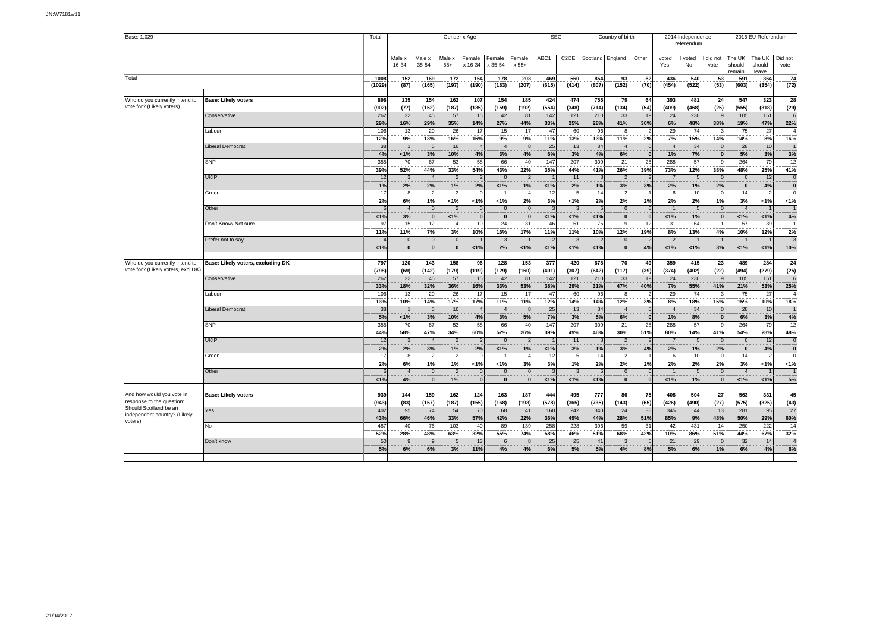Base: 1,029

| | | Total | Gender x Age | | | | | | SEG | | Country of birth | | | 2014 Independence referendum | | | 2016 EU Referendum | | |
|---|---|---|---|---|---|---|---|---|---|---|---|---|---|---|---|---|---|---|---|
| | | | Male x 16-34 | Male x 35-54 | Male x 55+ | Female x 16-34 | Female x 35-54 | Female x 55+ | ABC1 | C2DE | Scotland | England | Other | I voted Yes | I voted No | I did not vote | The UK should remain | The UK should leave | Did not vote |
| Total | | 1008 | 152 | 169 | 172 | 154 | 178 | 203 | 469 | 560 | 854 | 93 | 82 | 436 | 540 | 53 | 591 | 364 | 74 |
| | | (1029) | (87) | (165) | (197) | (190) | (183) | (207) | (615) | (414) | (807) | (152) | (70) | (454) | (522) | (53) | (603) | (354) | (72) |
| Who do you currently intend to vote for? (Likely voters) | Base: Likely voters | 898 | 135 | 154 | 162 | 107 | 154 | 185 | 424 | 474 | 755 | 79 | 64 | 393 | 481 | 24 | 547 | 323 | 28 |
| | | (902) | (77) | (152) | (187) | (135) | (159) | (192) | (554) | (348) | (714) | (134) | (54) | (409) | (468) | (25) | (555) | (318) | (29) |
| | Conservative | 262 | 22 | 45 | 57 | 15 | 42 | 81 | 142 | 121 | 210 | 33 | 19 | 24 | 230 | 9 | 105 | 151 | 6 |
| | | 29% | 16% | 29% | 35% | 14% | 27% | 44% | 33% | 25% | 28% | 41% | 30% | 6% | 48% | 38% | 19% | 47% | 22% |
| | Labour | 106 | 13 | 20 | 26 | 17 | 15 | 17 | 47 | 60 | 96 | 8 | 2 | 29 | 74 | 3 | 75 | 27 | 4 |
| | | 12% | 9% | 13% | 16% | 16% | 9% | 9% | 11% | 13% | 13% | 11% | 2% | 7% | 15% | 14% | 14% | 8% | 16% |
| | Liberal Democrat | 38 | 1 | 5 | 16 | 4 | 4 | 8 | 25 | 13 | 34 | 4 | 0 | 4 | 34 | 0 | 28 | 10 | 1 |
| | | 4% | <1% | 3% | 10% | 4% | 3% | 4% | 6% | 3% | 4% | 6% | 0 | 1% | 7% | 0 | 5% | 3% | 3% |
| | SNP | 355 | 70 | 67 | 53 | 58 | 66 | 40 | 147 | 207 | 309 | 21 | 25 | 288 | 57 | 9 | 264 | 79 | 12 |
| | | 39% | 52% | 44% | 33% | 54% | 43% | 22% | 35% | 44% | 41% | 26% | 39% | 73% | 12% | 38% | 48% | 25% | 41% |
| | UKIP | 12 | 3 | 4 | 2 | 2 | 0 | 2 | 1 | 11 | 8 | 2 | 2 | 7 | 5 | 0 | 0 | 12 | 0 |
| | | 1% | 2% | 2% | 1% | 2% | <1% | 1% | <1% | 2% | 1% | 3% | 3% | 2% | 1% | 2% | 0 | 4% | 0 |
| | Green | 17 | 8 | 2 | 2 | 0 | 1 | 4 | 12 | 5 | 14 | 2 | 1 | 6 | 10 | 0 | 14 | 2 | 0 |
| | | 2% | 6% | 1% | <1% | <1% | <1% | 2% | 3% | <1% | 2% | 2% | 2% | 2% | 2% | 1% | 3% | <1% | <1% |
| | Other | 6 | 4 | 0 | 2 | 0 | 0 | 0 | 3 | 3 | 6 | 0 | 0 | 1 | 5 | 0 | 4 | 1 | 1 |
| | | <1% | 3% | 0 | <1% | 0 | 0 | 0 | <1% | <1% | <1% | 0 | 0 | <1% | 1% | 0 | <1% | <1% | 4% |
| | Don't Know/ Not sure | 97 | 15 | 12 | 4 | 10 | 24 | 31 | 46 | 51 | 75 | 9 | 12 | 31 | 64 | 1 | 57 | 39 | 1 |
| | | 11% | 11% | 7% | 3% | 10% | 16% | 17% | 11% | 11% | 10% | 12% | 19% | 8% | 13% | 4% | 10% | 12% | 2% |
| | Prefer not to say | 4 | 0 | 0 | 0 | 1 | 3 | 1 | 2 | 3 | 2 | 0 | 2 | 2 | 1 | 1 | 1 | 1 | 3 |
| | | <1% | 0 | 0 | 0 | <1% | 2% | <1% | <1% | <1% | <1% | 0 | 4% | <1% | <1% | 3% | <1% | <1% | 10% |
| Who do you currently intend to vote for? (Likely voters, excl DK) | Base: Likely voters, excluding DK | 797 | 120 | 143 | 158 | 96 | 128 | 153 | 377 | 420 | 678 | 70 | 49 | 359 | 415 | 23 | 489 | 284 | 24 |
| | | (798) | (69) | (142) | (179) | (119) | (129) | (160) | (491) | (307) | (642) | (117) | (39) | (374) | (402) | (22) | (494) | (279) | (25) |
| | Conservative | 262 | 22 | 45 | 57 | 15 | 42 | 81 | 142 | 121 | 210 | 33 | 19 | 24 | 230 | 9 | 105 | 151 | 6 |
| | | 33% | 18% | 32% | 36% | 16% | 33% | 53% | 38% | 29% | 31% | 47% | 40% | 7% | 55% | 41% | 21% | 53% | 25% |
| | Labour | 106 | 13 | 20 | 26 | 17 | 15 | 17 | 47 | 60 | 96 | 8 | 2 | 29 | 74 | 3 | 75 | 27 | 4 |
| | | 13% | 10% | 14% | 17% | 17% | 11% | 11% | 12% | 14% | 14% | 12% | 3% | 8% | 18% | 15% | 15% | 10% | 18% |
| | Liberal Democrat | 38 | 1 | 5 | 16 | 4 | 4 | 8 | 25 | 13 | 34 | 4 | 0 | 4 | 34 | 0 | 28 | 10 | 1 |
| | | 5% | <1% | 3% | 10% | 4% | 3% | 5% | 7% | 3% | 5% | 6% | 0 | 1% | 8% | 0 | 6% | 3% | 4% |
| | SNP | 355 | 70 | 67 | 53 | 58 | 66 | 40 | 147 | 207 | 309 | 21 | 25 | 288 | 57 | 9 | 264 | 79 | 12 |
| | | 44% | 58% | 47% | 34% | 60% | 52% | 26% | 39% | 49% | 46% | 30% | 51% | 80% | 14% | 41% | 54% | 28% | 48% |
| | UKIP | 12 | 3 | 4 | 2 | 2 | 0 | 2 | 1 | 11 | 8 | 2 | 2 | 7 | 5 | 0 | 0 | 12 | 0 |
| | | 2% | 2% | 3% | 1% | 2% | <1% | 1% | <1% | 3% | 1% | 3% | 4% | 2% | 1% | 2% | 0 | 4% | 0 |
| | Green | 17 | 8 | 2 | 2 | 0 | 1 | 4 | 12 | 5 | 14 | 2 | 1 | 6 | 10 | 0 | 14 | 2 | 0 |
| | | 2% | 6% | 1% | 1% | <1% | <1% | 3% | 3% | 1% | 2% | 2% | 2% | 2% | 2% | 2% | 3% | <1% | <1% |
| | Other | 6 | 4 | 0 | 2 | 0 | 0 | 0 | 3 | 3 | 6 | 0 | 0 | 1 | 5 | 0 | 4 | 1 | 1 |
| | | <1% | 4% | 0 | 1% | 0 | 0 | 0 | <1% | <1% | <1% | 0 | 0 | <1% | 1% | 0 | <1% | <1% | 5% |
| And how would you vote in response to the question: Should Scotland be an independent country? (Likely voters) | Base: Likely voters | 939 | 144 | 159 | 162 | 124 | 163 | 187 | 444 | 495 | 777 | 86 | 75 | 408 | 504 | 27 | 563 | 331 | 45 |
| | | (943) | (83) | (157) | (187) | (155) | (168) | (193) | (578) | (365) | (735) | (143) | (65) | (426) | (490) | (27) | (575) | (325) | (43) |
| | Yes | 402 | 95 | 74 | 54 | 70 | 68 | 41 | 160 | 242 | 340 | 24 | 38 | 345 | 44 | 13 | 281 | 95 | 27 |
| | | 43% | 66% | 46% | 33% | 57% | 42% | 22% | 36% | 49% | 44% | 28% | 51% | 85% | 9% | 48% | 50% | 29% | 60% |
| | No | 487 | 40 | 76 | 103 | 40 | 89 | 139 | 258 | 228 | 396 | 59 | 31 | 42 | 431 | 14 | 250 | 222 | 14 |
| | | 52% | 28% | 48% | 63% | 32% | 55% | 74% | 58% | 46% | 51% | 68% | 42% | 10% | 86% | 51% | 44% | 67% | 32% |
| | Don't know | 50 | 9 | 9 | 5 | 13 | 6 | 8 | 25 | 25 | 41 | 3 | 6 | 21 | 29 | 0 | 32 | 14 | 4 |
| | | 5% | 6% | 6% | 3% | 11% | 4% | 4% | 6% | 5% | 5% | 4% | 8% | 5% | 6% | 1% | 6% | 4% | 8% |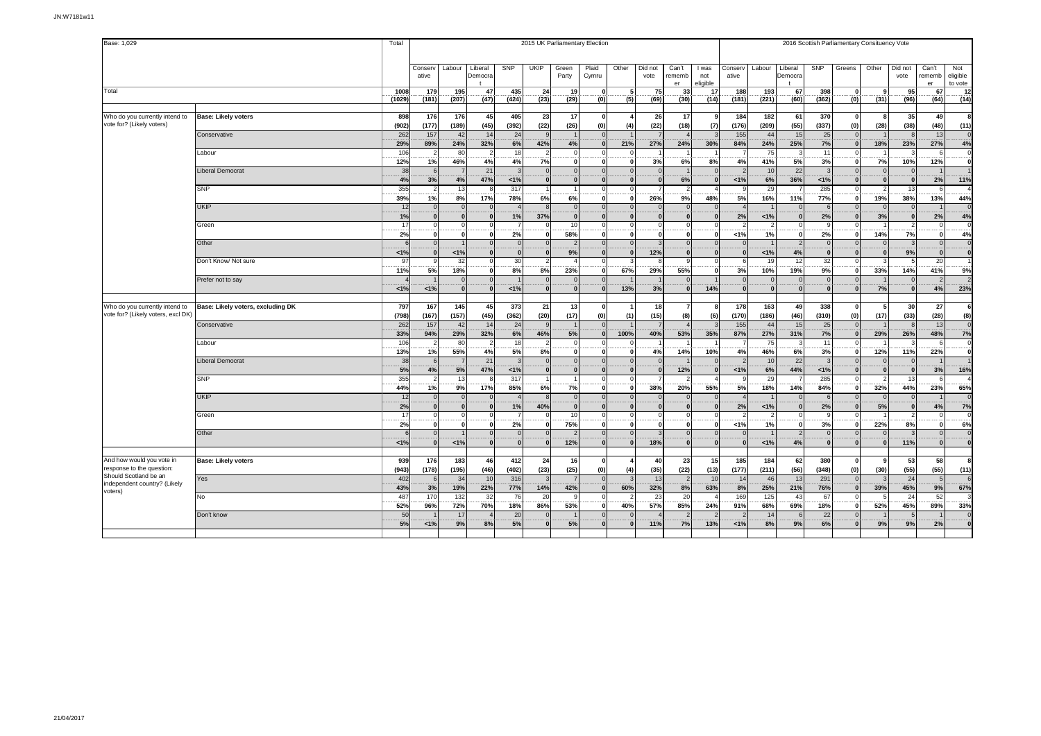Base: 1,029

| | | Total | 2015 UK Parliamentary Election | | | | | | | | | | | | 2016 Scottish Parliamentary Consituency Vote | | | | | | | | | |
|---|---|---|---|---|---|---|---|---|---|---|---|---|---|---|---|---|---|---|---|---|---|---|---|---|
| | | | Conservative | Labour | Liberal Democrat | SNP | UKIP | Green Party | Plaid Cymru | Other | Did not vote | Can't remember | I was not eligible | Conservative | Labour | Liberal Democrat | SNP | Greens | Other | Did not vote | Can't remember | Not eligible to vote |
| Total | | 1008 | 179 | 195 | 47 | 435 | 24 | 19 | 0 | 5 | 75 | 33 | 17 | 188 | 193 | 67 | 398 | 0 | 9 | 95 | 67 | 12 |
| | | (1029) | (181) | (207) | (47) | (424) | (23) | (29) | (0) | (5) | (69) | (30) | (14) | (181) | (221) | (60) | (362) | (0) | (31) | (96) | (64) | (14) |
| Who do you currently intend to vote for? (Likely voters) | Base: Likely voters | 898 | 176 | 176 | 45 | 405 | 23 | 17 | 0 | 4 | 26 | 17 | 9 | 184 | 182 | 61 | 370 | 0 | 8 | 35 | 49 | 8 |
| | | (902) | (177) | (189) | (45) | (392) | (22) | (26) | (0) | (4) | (22) | (18) | (7) | (176) | (209) | (55) | (337) | (0) | (28) | (38) | (48) | (11) |
| | Conservative | 262 | 157 | 42 | 14 | 24 | 9 | 1 | 0 | 1 | 7 | 4 | 3 | 155 | 44 | 15 | 25 | 0 | 1 | 8 | 13 | 0 |
| | | 29% | 89% | 24% | 32% | 6% | 42% | 4% | 0 | 21% | 27% | 24% | 30% | 84% | 24% | 25% | 7% | 0 | 18% | 23% | 27% | 4% |
| | Labour | 106 | 2 | 80 | 2 | 18 | 2 | 0 | 0 | 0 | 1 | 1 | 1 | 7 | 75 | 3 | 11 | 0 | 1 | 3 | 6 | 0 |
| | | 12% | 1% | 46% | 4% | 4% | 7% | 0 | 0 | 0 | 3% | 6% | 8% | 4% | 41% | 5% | 3% | 0 | 7% | 10% | 12% | 0 |
| | Liberal Democrat | 38 | 6 | 7 | 21 | 3 | 0 | 0 | 0 | 0 | 0 | 1 | 0 | 2 | 10 | 22 | 3 | 0 | 0 | 0 | 1 | 1 |
| | | 4% | 3% | 4% | 47% | <1% | 0 | 0 | 0 | 0 | 0 | 6% | 0 | <1% | 6% | 36% | <1% | 0 | 0 | 0 | 2% | 11% |
| | SNP | 355 | 2 | 13 | 8 | 317 | 1 | 1 | 0 | 0 | 7 | 2 | 4 | 9 | 29 | 7 | 285 | 0 | 2 | 13 | 6 | 4 |
| | | 39% | 1% | 8% | 17% | 78% | 6% | 6% | 0 | 0 | 26% | 9% | 48% | 5% | 16% | 11% | 77% | 0 | 19% | 38% | 13% | 44% |
| | UKIP | 12 | 0 | 0 | 0 | 4 | 8 | 0 | 0 | 0 | 0 | 0 | 0 | 4 | 1 | 0 | 6 | 0 | 0 | 0 | 1 | 0 |
| | | 1% | 0 | 0 | 0 | 1% | 37% | 0 | 0 | 0 | 0 | 0 | 0 | 2% | <1% | 0 | 2% | 0 | 3% | 0 | 2% | 4% |
| | Green | 17 | 0 | 0 | 0 | 7 | 0 | 10 | 0 | 0 | 0 | 0 | 0 | 2 | 2 | 0 | 9 | 0 | 1 | 2 | 0 | 0 |
| | | 2% | 0 | 0 | 0 | 2% | 0 | 58% | 0 | 0 | 0 | 0 | 0 | <1% | 1% | 0 | 2% | 0 | 14% | 7% | 0 | 4% |
| | Other | 6 | 0 | 1 | 0 | 0 | 0 | 2 | 0 | 0 | 3 | 0 | 0 | 0 | 1 | 2 | 0 | 0 | 0 | 3 | 0 | 0 |
| | | <1% | 0 | <1% | 0 | 0 | 0 | 9% | 0 | 0 | 12% | 0 | 0 | 0 | <1% | 4% | 0 | 0 | 0 | 9% | 0 | 0 |
| | Don't Know/ Not sure | 97 | 9 | 32 | 0 | 30 | 2 | 4 | 0 | 3 | 8 | 9 | 0 | 6 | 19 | 12 | 32 | 0 | 3 | 5 | 20 | 1 |
| | | 11% | 5% | 18% | 0 | 8% | 8% | 23% | 0 | 67% | 29% | 55% | 0 | 3% | 10% | 19% | 9% | 0 | 33% | 14% | 41% | 9% |
| | Prefer not to say | 4 | 1 | 0 | 0 | 1 | 0 | 0 | 0 | 1 | 1 | 0 | 1 | 0 | 0 | 0 | 0 | 0 | 1 | 0 | 2 | 2 |
| | | <1% | <1% | 0 | 0 | <1% | 0 | 0 | 0 | 13% | 3% | 0 | 14% | 0 | 0 | 0 | 0 | 0 | 7% | 0 | 4% | 23% |
| Who do you currently intend to vote for? (Likely voters, excl DK) | Base: Likely voters, excluding DK | 797 | 167 | 145 | 45 | 373 | 21 | 13 | 0 | 1 | 18 | 7 | 8 | 178 | 163 | 49 | 338 | 0 | 5 | 30 | 27 | 6 |
| | | (798) | (167) | (157) | (45) | (362) | (20) | (17) | (0) | (1) | (15) | (8) | (6) | (170) | (186) | (46) | (310) | (0) | (17) | (33) | (28) | (8) |
| | Conservative | 262 | 157 | 42 | 14 | 24 | 9 | 1 | 0 | 1 | 7 | 4 | 3 | 155 | 44 | 15 | 25 | 0 | 1 | 8 | 13 | 0 |
| | | 33% | 94% | 29% | 32% | 6% | 46% | 5% | 0 | 100% | 40% | 53% | 35% | 87% | 27% | 31% | 7% | 0 | 29% | 26% | 48% | 7% |
| | Labour | 106 | 2 | 80 | 2 | 18 | 2 | 0 | 0 | 0 | 1 | 1 | 1 | 7 | 75 | 3 | 11 | 0 | 1 | 3 | 6 | 0 |
| | | 13% | 1% | 55% | 4% | 5% | 8% | 0 | 0 | 0 | 4% | 14% | 10% | 4% | 46% | 6% | 3% | 0 | 12% | 11% | 22% | 0 |
| | Liberal Democrat | 38 | 6 | 7 | 21 | 3 | 0 | 0 | 0 | 0 | 0 | 1 | 0 | 2 | 10 | 22 | 3 | 0 | 0 | 0 | 1 | 1 |
| | | 5% | 4% | 5% | 47% | <1% | 0 | 0 | 0 | 0 | 0 | 12% | 0 | <1% | 6% | 44% | <1% | 0 | 0 | 0 | 3% | 16% |
| | SNP | 355 | 2 | 13 | 8 | 317 | 1 | 1 | 0 | 0 | 7 | 2 | 4 | 9 | 29 | 7 | 285 | 0 | 2 | 13 | 6 | 4 |
| | | 44% | 1% | 9% | 17% | 85% | 6% | 7% | 0 | 0 | 38% | 20% | 55% | 5% | 18% | 14% | 84% | 0 | 32% | 44% | 23% | 65% |
| | UKIP | 12 | 0 | 0 | 0 | 4 | 8 | 0 | 0 | 0 | 0 | 0 | 0 | 4 | 1 | 0 | 6 | 0 | 0 | 0 | 1 | 0 |
| | | 2% | 0 | 0 | 0 | 1% | 40% | 0 | 0 | 0 | 0 | 0 | 0 | 2% | <1% | 0 | 2% | 0 | 5% | 0 | 4% | 7% |
| | Green | 17 | 0 | 0 | 0 | 7 | 0 | 10 | 0 | 0 | 0 | 0 | 0 | 2 | 2 | 0 | 9 | 0 | 1 | 2 | 0 | 0 |
| | | 2% | 0 | 0 | 0 | 2% | 0 | 75% | 0 | 0 | 0 | 0 | 0 | <1% | 1% | 0 | 3% | 0 | 22% | 8% | 0 | 6% |
| | Other | 6 | 0 | 1 | 0 | 0 | 0 | 2 | 0 | 0 | 3 | 0 | 0 | 0 | 1 | 2 | 0 | 0 | 0 | 3 | 0 | 0 |
| | | <1% | 0 | <1% | 0 | 0 | 0 | 12% | 0 | 0 | 18% | 0 | 0 | 0 | <1% | 4% | 0 | 0 | 0 | 11% | 0 | 0 |
| And how would you vote in response to the question: Should Scotland be an independent country? (Likely voters) | Base: Likely voters | 939 | 176 | 183 | 46 | 412 | 24 | 16 | 0 | 4 | 40 | 23 | 15 | 185 | 184 | 62 | 380 | 0 | 9 | 53 | 58 | 8 |
| | | (943) | (178) | (195) | (46) | (402) | (23) | (25) | (0) | (4) | (35) | (22) | (13) | (177) | (211) | (56) | (348) | (0) | (30) | (55) | (55) | (11) |
| | Yes | 402 | 6 | 34 | 10 | 316 | 3 | 7 | 0 | 3 | 13 | 2 | 10 | 14 | 46 | 13 | 291 | 0 | 3 | 24 | 5 | 6 |
| | | 43% | 3% | 19% | 22% | 77% | 14% | 42% | 0 | 60% | 32% | 8% | 63% | 8% | 25% | 21% | 76% | 0 | 39% | 45% | 9% | 67% |
| | No | 487 | 170 | 132 | 32 | 76 | 20 | 9 | 0 | 2 | 23 | 20 | 4 | 169 | 125 | 43 | 67 | 0 | 5 | 24 | 52 | 3 |
| | | 52% | 96% | 72% | 70% | 18% | 86% | 53% | 0 | 40% | 57% | 85% | 24% | 91% | 68% | 69% | 18% | 0 | 52% | 45% | 89% | 33% |
| | Don't know | 50 | 1 | 17 | 4 | 20 | 0 | 1 | 0 | 0 | 4 | 2 | 2 | 2 | 14 | 6 | 22 | 0 | 1 | 5 | 1 | 0 |
| | | 5% | <1% | 9% | 8% | 5% | 0 | 5% | 0 | 0 | 11% | 7% | 13% | <1% | 8% | 9% | 6% | 0 | 9% | 9% | 2% | 0 |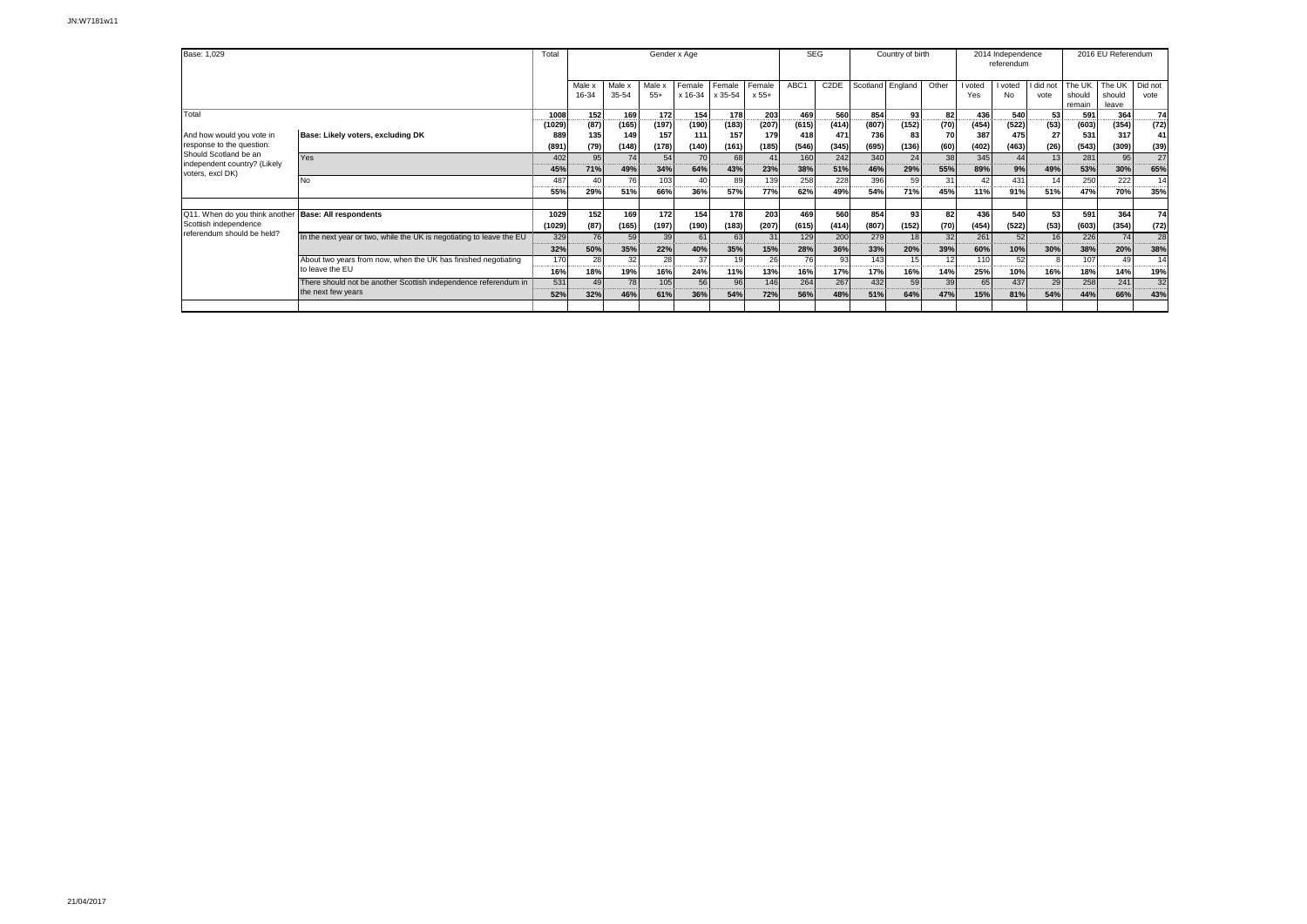JN:W7181w11

| Base: 1,029 | | Total | Gender x Age | | | | | | SEG | | Country of birth | | | 2014 Independence referendum | | | 2016 EU Referendum | | |
|---|---|---|---|---|---|---|---|---|---|---|---|---|---|---|---|---|---|---|---|
| | | | Male x 16-34 | Male x 35-54 | Male x 55+ | Female x 16-34 | Female x 35-54 | Female x 55+ | ABC1 | C2DE | Scotland | England | Other | I voted Yes | I voted No | I did not vote | The UK should remain | The UK should leave | Did not vote |
| Total | | 1008 | 152 | 169 | 172 | 154 | 178 | 203 | 469 | 560 | 854 | 93 | 82 | 436 | 540 | 53 | 591 | 364 | 74 |
| | | (1029) | (87) | (165) | (197) | (190) | (183) | (207) | (615) | (414) | (807) | (152) | (70) | (454) | (522) | (53) | (603) | (354) | (72) |
| And how would you vote in response to the question: Should Scotland be an independent country? (Likely voters, excl DK) | Base: Likely voters, excluding DK | 889 | 135 | 149 | 157 | 111 | 157 | 179 | 418 | 471 | 736 | 83 | 70 | 387 | 475 | 27 | 531 | 317 | 41 |
| | | (891) | (79) | (148) | (178) | (140) | (161) | (185) | (546) | (345) | (695) | (136) | (60) | (402) | (463) | (26) | (543) | (309) | (39) |
| | Yes | 402 | 95 | 74 | 54 | 70 | 68 | 41 | 160 | 242 | 340 | 24 | 38 | 345 | 44 | 13 | 281 | 95 | 27 |
| | | 45% | 71% | 49% | 34% | 64% | 43% | 23% | 38% | 51% | 46% | 29% | 55% | 89% | 9% | 49% | 53% | 30% | 65% |
| | No | 487 | 40 | 76 | 103 | 40 | 89 | 139 | 258 | 228 | 396 | 59 | 31 | 42 | 431 | 14 | 250 | 222 | 14 |
| | | 55% | 29% | 51% | 66% | 36% | 57% | 77% | 62% | 49% | 54% | 71% | 45% | 11% | 91% | 51% | 47% | 70% | 35% |
| Q11. When do you think another Scottish independence referendum should be held? | Base: All respondents | 1029 | 152 | 169 | 172 | 154 | 178 | 203 | 469 | 560 | 854 | 93 | 82 | 436 | 540 | 53 | 591 | 364 | 74 |
| | | (1029) | (87) | (165) | (197) | (190) | (183) | (207) | (615) | (414) | (807) | (152) | (70) | (454) | (522) | (53) | (603) | (354) | (72) |
| | In the next year or two, while the UK is negotiating to leave the EU | 329 | 76 | 59 | 39 | 61 | 63 | 31 | 129 | 200 | 279 | 18 | 32 | 261 | 52 | 16 | 226 | 74 | 28 |
| | | 32% | 50% | 35% | 22% | 40% | 35% | 15% | 28% | 36% | 33% | 20% | 39% | 60% | 10% | 30% | 38% | 20% | 38% |
| | About two years from now, when the UK has finished negotiating to leave the EU | 170 | 28 | 32 | 28 | 37 | 19 | 26 | 76 | 93 | 143 | 15 | 12 | 110 | 52 | 8 | 107 | 49 | 14 |
| | | 16% | 18% | 19% | 16% | 24% | 11% | 13% | 16% | 17% | 17% | 16% | 14% | 25% | 10% | 16% | 18% | 14% | 19% |
| | There should not be another Scottish independence referendum in the next few years | 531 | 49 | 78 | 105 | 56 | 96 | 146 | 264 | 267 | 432 | 59 | 39 | 65 | 437 | 29 | 258 | 241 | 32 |
| | | 52% | 32% | 46% | 61% | 36% | 54% | 72% | 56% | 48% | 51% | 64% | 47% | 15% | 81% | 54% | 44% | 66% | 43% |

21/04/2017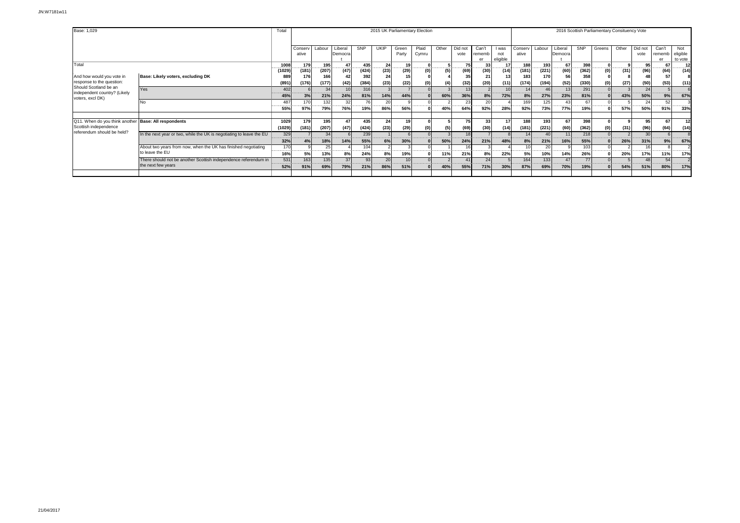| Base: 1,029 | | Total | 2015 UK Parliamentary Election | | | | | | | | | | | 2016 Scottish Parliamentary Consituency Vote | | | | | | | | |
|---|---|---|---|---|---|---|---|---|---|---|---|---|---|---|---|---|---|---|---|---|---|---|
| | | | Conservative | Labour | Liberal Democrat | SNP | UKIP | Green Party | Plaid Cymru | Other | Did not vote | Can't remember | I was not eligible | Conservative | Labour | Liberal Democrat | SNP | Greens | Other | Did not vote | Can't remember | Not eligible to vote |
| Total | | 1008 | 179 | 195 | 47 | 435 | 24 | 19 | 0 | 5 | 75 | 33 | 17 | 188 | 193 | 67 | 398 | 0 | 9 | 95 | 67 | 12 |
| | | (1029) | (181) | (207) | (47) | (424) | (23) | (29) | (0) | (5) | (69) | (30) | (14) | (181) | (221) | (60) | (362) | (0) | (31) | (96) | (64) | (14) |
| And how would you vote in response to the question: Should Scotland be an independent country? (Likely voters, excl DK) | **Base: Likely voters, excluding DK** | 889 | 176 | 166 | 42 | 392 | 24 | 15 | 0 | 4 | 35 | 21 | 13 | 183 | 170 | 56 | 358 | 0 | 8 | 48 | 57 | 8 |
| | | (891) | (176) | (177) | (42) | (384) | (23) | (22) | (0) | (4) | (32) | (20) | (11) | (174) | (194) | (52) | (330) | (0) | (27) | (50) | (53) | (11) |
| | Yes | 402 | 6 | 34 | 10 | 316 | 3 | 7 | 0 | 3 | 13 | 2 | 10 | 14 | 46 | 13 | 291 | 0 | 3 | 24 | 5 | 6 |
| | | 45% | 3% | 21% | 24% | 81% | 14% | 44% | 0 | 60% | 36% | 8% | 72% | 8% | 27% | 23% | 81% | 0 | 43% | 50% | 9% | 67% |
| | No | 487 | 170 | 132 | 32 | 76 | 20 | 9 | 0 | 2 | 23 | 20 | 4 | 169 | 125 | 43 | 67 | 0 | 5 | 24 | 52 | 3 |
| | | 55% | 97% | 79% | 76% | 19% | 86% | 56% | 0 | 40% | 64% | 92% | 28% | 92% | 73% | 77% | 19% | 0 | 57% | 50% | 91% | 33% |
| Q11. When do you think another Scottish independence referendum should be held? | **Base: All respondents** | 1029 | 179 | 195 | 47 | 435 | 24 | 19 | 0 | 5 | 75 | 33 | 17 | 188 | 193 | 67 | 398 | 0 | 9 | 95 | 67 | 12 |
| | | (1029) | (181) | (207) | (47) | (424) | (23) | (29) | (0) | (5) | (69) | (30) | (14) | (181) | (221) | (60) | (362) | (0) | (31) | (96) | (64) | (14) |
| | In the next year or two, while the UK is negotiating to leave the EU | 329 | 7 | 34 | 6 | 239 | 1 | 6 | 0 | 3 | 18 | 7 | 8 | 14 | 40 | 11 | 218 | 0 | 2 | 30 | 6 | 8 |
| | | 32% | 4% | 18% | 14% | 55% | 6% | 30% | 0 | 50% | 24% | 21% | 48% | 8% | 21% | 16% | 55% | 0 | 26% | 31% | 9% | 67% |
| | About two years from now, when the UK has finished negotiating to leave the EU | 170 | 9 | 25 | 4 | 104 | 2 | 3 | 0 | 1 | 16 | 3 | 4 | 10 | 20 | 9 | 103 | 0 | 2 | 16 | 8 | 2 |
| | | 16% | 5% | 13% | 8% | 24% | 8% | 19% | 0 | 11% | 21% | 8% | 22% | 5% | 10% | 14% | 26% | 0 | 20% | 17% | 11% | 17% |
| | There should not be another Scottish independence referendum in the next few years | 531 | 163 | 135 | 37 | 93 | 20 | 10 | 0 | 2 | 41 | 24 | 5 | 164 | 133 | 47 | 77 | 0 | 5 | 48 | 54 | 2 |
| | | 52% | 91% | 69% | 79% | 21% | 86% | 51% | 0 | 40% | 55% | 71% | 30% | 87% | 69% | 70% | 19% | 0 | 54% | 51% | 80% | 17% |